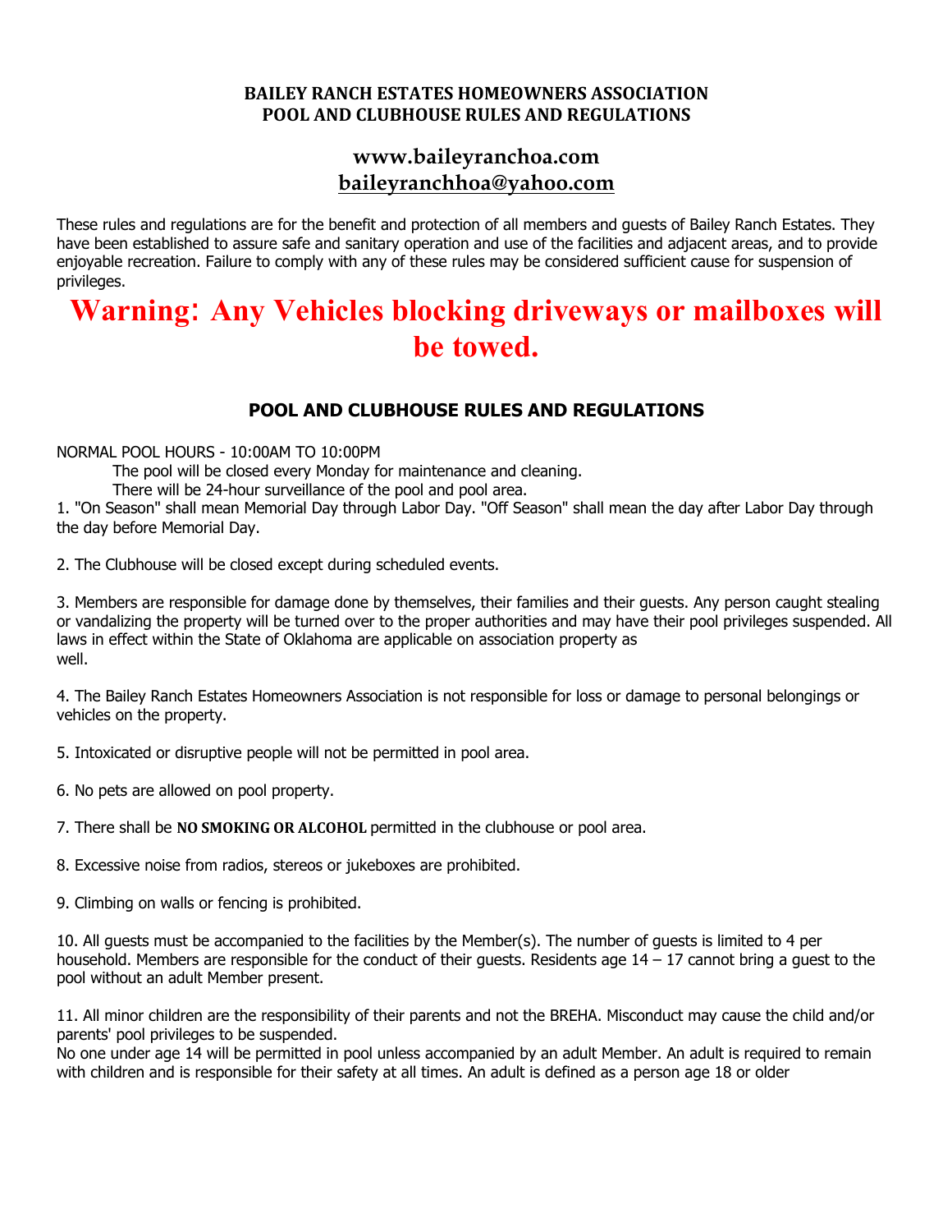# BAILEY RANCH ESTATES HOMEOWNERS ASSOCIATION
# POOL AND CLUBHOUSE RULES AND REGULATIONS

## www.baileyranchoa.com
## baileyranchhoa@yahoo.com

These rules and regulations are for the benefit and protection of all members and guests of Bailey Ranch Estates. They have been established to assure safe and sanitary operation and use of the facilities and adjacent areas, and to provide enjoyable recreation. Failure to comply with any of these rules may be considered sufficient cause for suspension of privileges.

# Warning: Any Vehicles blocking driveways or mailboxes will be towed.

## POOL AND CLUBHOUSE RULES AND REGULATIONS

NORMAL POOL HOURS - 10:00AM TO 10:00PM

The pool will be closed every Monday for maintenance and cleaning.

There will be 24-hour surveillance of the pool and pool area.

1. "On Season" shall mean Memorial Day through Labor Day. "Off Season" shall mean the day after Labor Day through the day before Memorial Day.

2. The Clubhouse will be closed except during scheduled events.

3. Members are responsible for damage done by themselves, their families and their guests. Any person caught stealing or vandalizing the property will be turned over to the proper authorities and may have their pool privileges suspended. All laws in effect within the State of Oklahoma are applicable on association property as well.

4. The Bailey Ranch Estates Homeowners Association is not responsible for loss or damage to personal belongings or vehicles on the property.

5. Intoxicated or disruptive people will not be permitted in pool area.

6. No pets are allowed on pool property.

7. There shall be **NO SMOKING OR ALCOHOL** permitted in the clubhouse or pool area.

8. Excessive noise from radios, stereos or jukeboxes are prohibited.

9. Climbing on walls or fencing is prohibited.

10. All guests must be accompanied to the facilities by the Member(s). The number of guests is limited to 4 per household. Members are responsible for the conduct of their guests. Residents age 14 – 17 cannot bring a guest to the pool without an adult Member present.

11. All minor children are the responsibility of their parents and not the BREHA. Misconduct may cause the child and/or parents' pool privileges to be suspended.
No one under age 14 will be permitted in pool unless accompanied by an adult Member. An adult is required to remain with children and is responsible for their safety at all times. An adult is defined as a person age 18 or older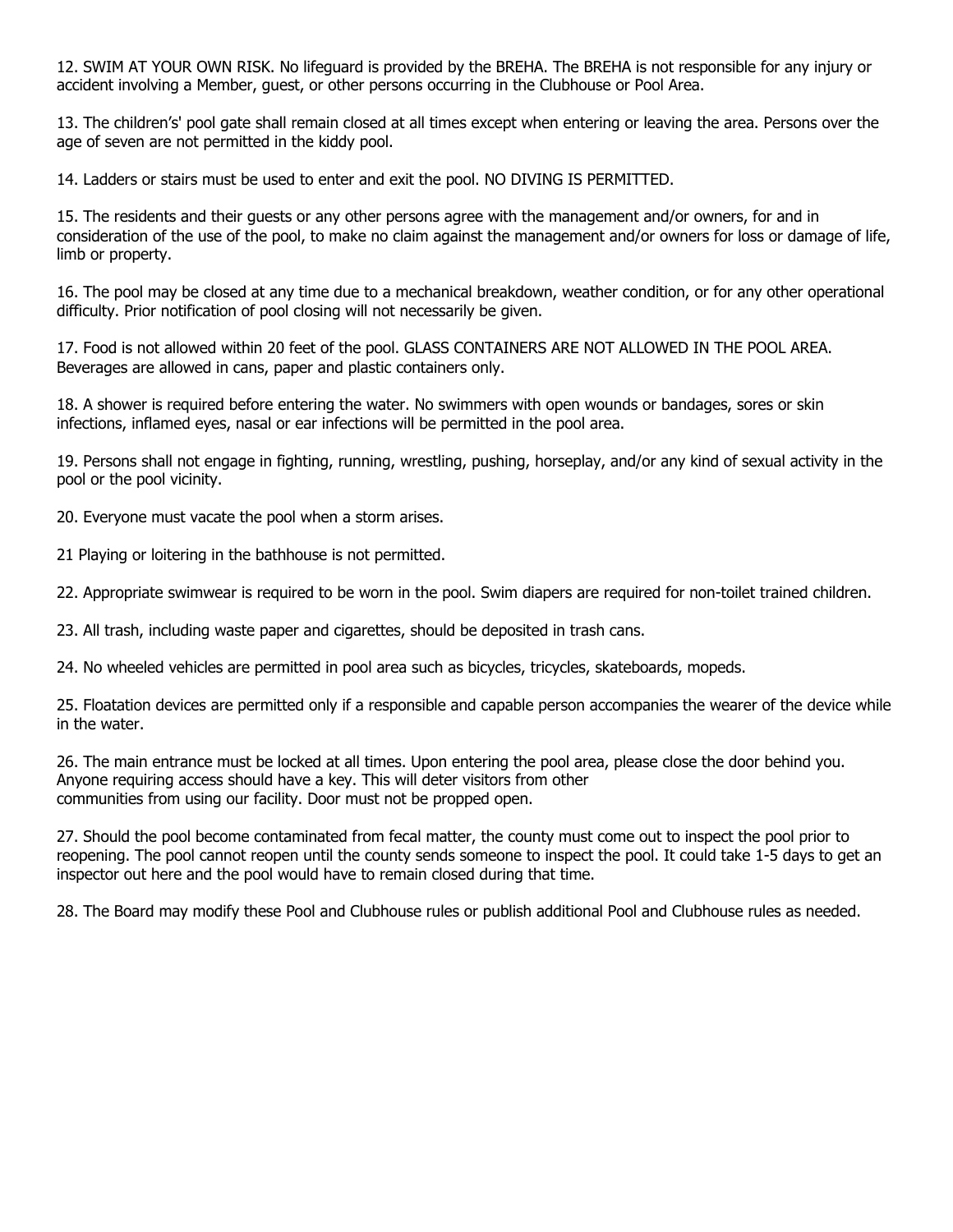12. SWIM AT YOUR OWN RISK. No lifeguard is provided by the BREHA. The BREHA is not responsible for any injury or accident involving a Member, guest, or other persons occurring in the Clubhouse or Pool Area.

13. The children's' pool gate shall remain closed at all times except when entering or leaving the area. Persons over the age of seven are not permitted in the kiddy pool.

14. Ladders or stairs must be used to enter and exit the pool. NO DIVING IS PERMITTED.

15. The residents and their guests or any other persons agree with the management and/or owners, for and in consideration of the use of the pool, to make no claim against the management and/or owners for loss or damage of life, limb or property.

16. The pool may be closed at any time due to a mechanical breakdown, weather condition, or for any other operational difficulty. Prior notification of pool closing will not necessarily be given.

17. Food is not allowed within 20 feet of the pool. GLASS CONTAINERS ARE NOT ALLOWED IN THE POOL AREA. Beverages are allowed in cans, paper and plastic containers only.

18. A shower is required before entering the water. No swimmers with open wounds or bandages, sores or skin infections, inflamed eyes, nasal or ear infections will be permitted in the pool area.

19. Persons shall not engage in fighting, running, wrestling, pushing, horseplay, and/or any kind of sexual activity in the pool or the pool vicinity.

20. Everyone must vacate the pool when a storm arises.

21 Playing or loitering in the bathhouse is not permitted.

22. Appropriate swimwear is required to be worn in the pool. Swim diapers are required for non-toilet trained children.

23. All trash, including waste paper and cigarettes, should be deposited in trash cans.

24. No wheeled vehicles are permitted in pool area such as bicycles, tricycles, skateboards, mopeds.

25. Floatation devices are permitted only if a responsible and capable person accompanies the wearer of the device while in the water.

26. The main entrance must be locked at all times. Upon entering the pool area, please close the door behind you. Anyone requiring access should have a key. This will deter visitors from other communities from using our facility. Door must not be propped open.

27. Should the pool become contaminated from fecal matter, the county must come out to inspect the pool prior to reopening. The pool cannot reopen until the county sends someone to inspect the pool. It could take 1-5 days to get an inspector out here and the pool would have to remain closed during that time.

28. The Board may modify these Pool and Clubhouse rules or publish additional Pool and Clubhouse rules as needed.